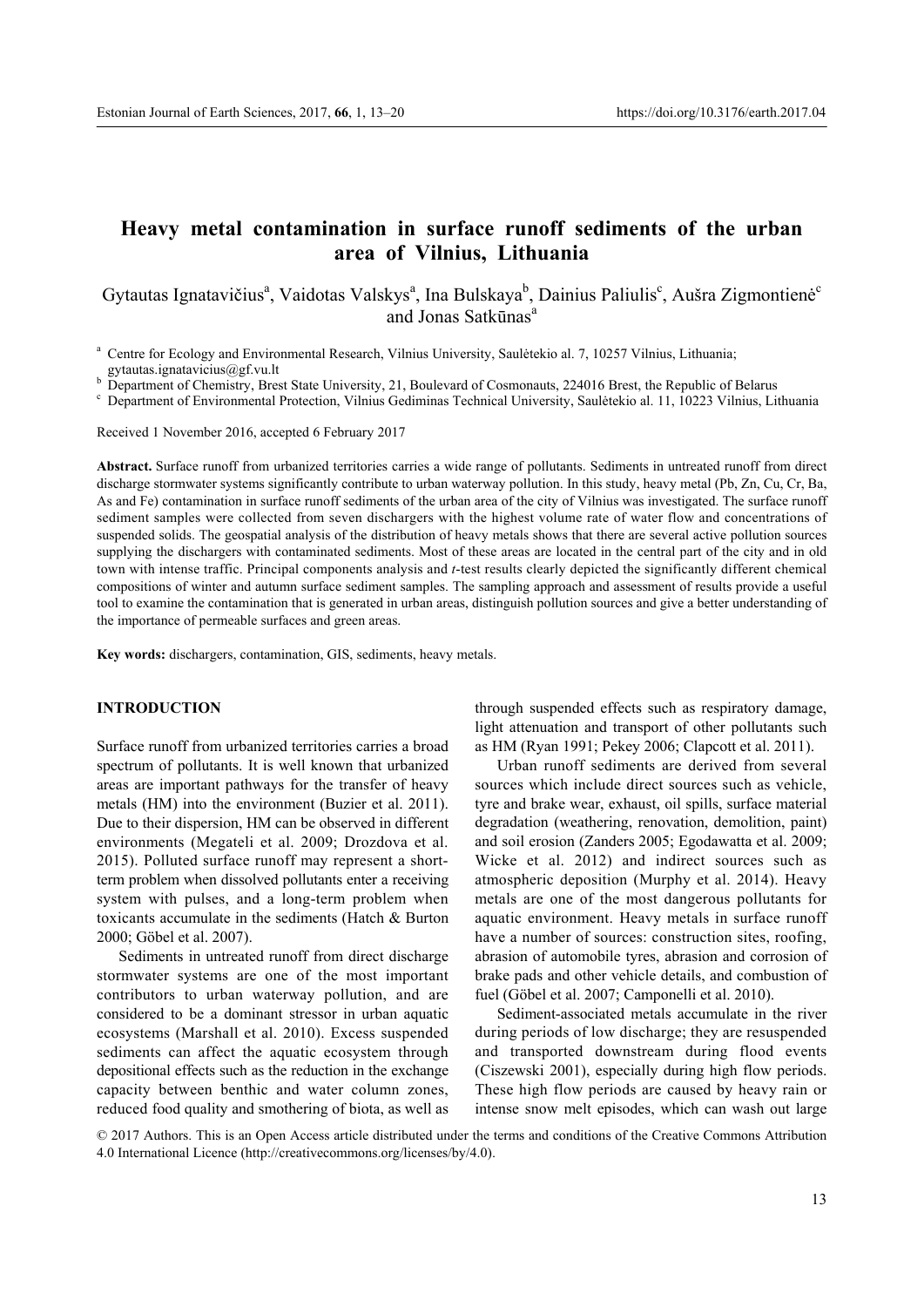# Heavy metal contamination in surface runoff sediments of the urban area of Vilnius, Lithuania

Gytautas Ignatavičius[a], Vaidotas Valskys[a], Ina Bulskaya[b], Dainius Paliulis[c], Aušra Zigmontienė[c] and Jonas Satkūnas[a]

[a] Centre for Ecology and Environmental Research, Vilnius University, Saulėtekio al. 7, 10257 Vilnius, Lithuania; gytautas.ignatavicius@gf.vu.lt

[b] Department of Chemistry, Brest State University, 21, Boulevard of Cosmonauts, 224016 Brest, the Republic of Belarus

[c] Department of Environmental Protection, Vilnius Gediminas Technical University, Saulėtekio al. 11, 10223 Vilnius, Lithuania

Received 1 November 2016, accepted 6 February 2017

**Abstract.** Surface runoff from urbanized territories carries a wide range of pollutants. Sediments in untreated runoff from direct discharge stormwater systems significantly contribute to urban waterway pollution. In this study, heavy metal (Pb, Zn, Cu, Cr, Ba, As and Fe) contamination in surface runoff sediments of the urban area of the city of Vilnius was investigated. The surface runoff sediment samples were collected from seven dischargers with the highest volume rate of water flow and concentrations of suspended solids. The geospatial analysis of the distribution of heavy metals shows that there are several active pollution sources supplying the dischargers with contaminated sediments. Most of these areas are located in the central part of the city and in old town with intense traffic. Principal components analysis and *t*-test results clearly depicted the significantly different chemical compositions of winter and autumn surface sediment samples. The sampling approach and assessment of results provide a useful tool to examine the contamination that is generated in urban areas, distinguish pollution sources and give a better understanding of the importance of permeable surfaces and green areas.

**Key words:** dischargers, contamination, GIS, sediments, heavy metals.

## INTRODUCTION

Surface runoff from urbanized territories carries a broad spectrum of pollutants. It is well known that urbanized areas are important pathways for the transfer of heavy metals (HM) into the environment (Buzier et al. 2011). Due to their dispersion, HM can be observed in different environments (Megateli et al. 2009; Drozdova et al. 2015). Polluted surface runoff may represent a short-term problem when dissolved pollutants enter a receiving system with pulses, and a long-term problem when toxicants accumulate in the sediments (Hatch & Burton 2000; Göbel et al. 2007).

Sediments in untreated runoff from direct discharge stormwater systems are one of the most important contributors to urban waterway pollution, and are considered to be a dominant stressor in urban aquatic ecosystems (Marshall et al. 2010). Excess suspended sediments can affect the aquatic ecosystem through depositional effects such as the reduction in the exchange capacity between benthic and water column zones, reduced food quality and smothering of biota, as well as through suspended effects such as respiratory damage, light attenuation and transport of other pollutants such as HM (Ryan 1991; Pekey 2006; Clapcott et al. 2011).

Urban runoff sediments are derived from several sources which include direct sources such as vehicle, tyre and brake wear, exhaust, oil spills, surface material degradation (weathering, renovation, demolition, paint) and soil erosion (Zanders 2005; Egodawatta et al. 2009; Wicke et al. 2012) and indirect sources such as atmospheric deposition (Murphy et al. 2014). Heavy metals are one of the most dangerous pollutants for aquatic environment. Heavy metals in surface runoff have a number of sources: construction sites, roofing, abrasion of automobile tyres, abrasion and corrosion of brake pads and other vehicle details, and combustion of fuel (Göbel et al. 2007; Camponelli et al. 2010).

Sediment-associated metals accumulate in the river during periods of low discharge; they are resuspended and transported downstream during flood events (Ciszewski 2001), especially during high flow periods. These high flow periods are caused by heavy rain or intense snow melt episodes, which can wash out large

© 2017 Authors. This is an Open Access article distributed under the terms and conditions of the Creative Commons Attribution 4.0 International Licence (http://creativecommons.org/licenses/by/4.0).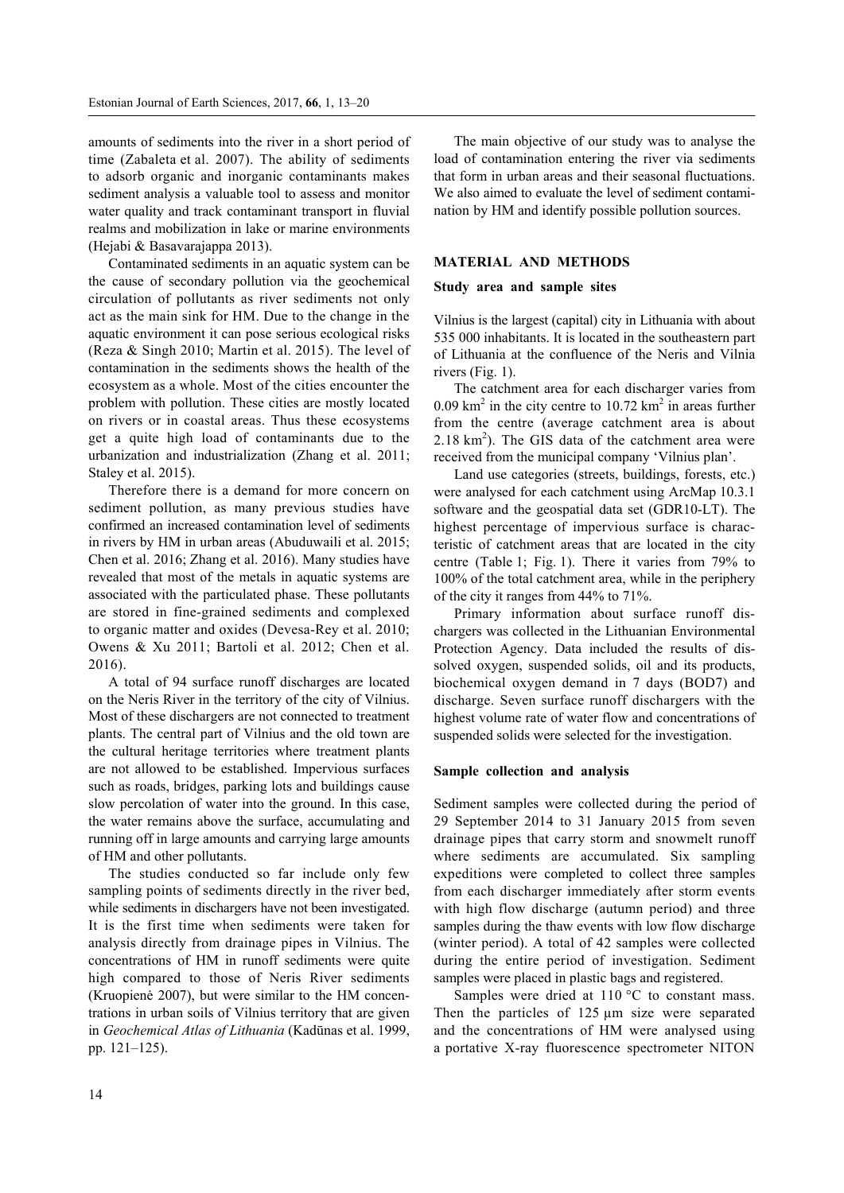amounts of sediments into the river in a short period of time (Zabaleta et al. 2007). The ability of sediments to adsorb organic and inorganic contaminants makes sediment analysis a valuable tool to assess and monitor water quality and track contaminant transport in fluvial realms and mobilization in lake or marine environments (Hejabi & Basavarajappa 2013).

Contaminated sediments in an aquatic system can be the cause of secondary pollution via the geochemical circulation of pollutants as river sediments not only act as the main sink for HM. Due to the change in the aquatic environment it can pose serious ecological risks (Reza & Singh 2010; Martin et al. 2015). The level of contamination in the sediments shows the health of the ecosystem as a whole. Most of the cities encounter the problem with pollution. These cities are mostly located on rivers or in coastal areas. Thus these ecosystems get a quite high load of contaminants due to the urbanization and industrialization (Zhang et al. 2011; Staley et al. 2015).

Therefore there is a demand for more concern on sediment pollution, as many previous studies have confirmed an increased contamination level of sediments in rivers by HM in urban areas (Abuduwaili et al. 2015; Chen et al. 2016; Zhang et al. 2016). Many studies have revealed that most of the metals in aquatic systems are associated with the particulated phase. These pollutants are stored in fine-grained sediments and complexed to organic matter and oxides (Devesa-Rey et al. 2010; Owens & Xu 2011; Bartoli et al. 2012; Chen et al. 2016).

A total of 94 surface runoff discharges are located on the Neris River in the territory of the city of Vilnius. Most of these dischargers are not connected to treatment plants. The central part of Vilnius and the old town are the cultural heritage territories where treatment plants are not allowed to be established. Impervious surfaces such as roads, bridges, parking lots and buildings cause slow percolation of water into the ground. In this case, the water remains above the surface, accumulating and running off in large amounts and carrying large amounts of HM and other pollutants.

The studies conducted so far include only few sampling points of sediments directly in the river bed, while sediments in dischargers have not been investigated. It is the first time when sediments were taken for analysis directly from drainage pipes in Vilnius. The concentrations of HM in runoff sediments were quite high compared to those of Neris River sediments (Kruopienė 2007), but were similar to the HM concentrations in urban soils of Vilnius territory that are given in *Geochemical Atlas of Lithuania* (Kadūnas et al. 1999, pp. 121–125).

The main objective of our study was to analyse the load of contamination entering the river via sediments that form in urban areas and their seasonal fluctuations. We also aimed to evaluate the level of sediment contamination by HM and identify possible pollution sources.

## MATERIAL AND METHODS

### Study area and sample sites

Vilnius is the largest (capital) city in Lithuania with about 535 000 inhabitants. It is located in the southeastern part of Lithuania at the confluence of the Neris and Vilnia rivers (Fig. 1).

The catchment area for each discharger varies from 0.09 km$^2$ in the city centre to 10.72 km$^2$ in areas further from the centre (average catchment area is about 2.18 km$^2$). The GIS data of the catchment area were received from the municipal company 'Vilnius plan'.

Land use categories (streets, buildings, forests, etc.) were analysed for each catchment using ArcMap 10.3.1 software and the geospatial data set (GDR10-LT). The highest percentage of impervious surface is characteristic of catchment areas that are located in the city centre (Table 1; Fig. 1). There it varies from 79% to 100% of the total catchment area, while in the periphery of the city it ranges from 44% to 71%.

Primary information about surface runoff dischargers was collected in the Lithuanian Environmental Protection Agency. Data included the results of dissolved oxygen, suspended solids, oil and its products, biochemical oxygen demand in 7 days (BOD7) and discharge. Seven surface runoff dischargers with the highest volume rate of water flow and concentrations of suspended solids were selected for the investigation.

### Sample collection and analysis

Sediment samples were collected during the period of 29 September 2014 to 31 January 2015 from seven drainage pipes that carry storm and snowmelt runoff where sediments are accumulated. Six sampling expeditions were completed to collect three samples from each discharger immediately after storm events with high flow discharge (autumn period) and three samples during the thaw events with low flow discharge (winter period). A total of 42 samples were collected during the entire period of investigation. Sediment samples were placed in plastic bags and registered.

Samples were dried at 110 °C to constant mass. Then the particles of 125 μm size were separated and the concentrations of HM were analysed using a portative X-ray fluorescence spectrometer NITON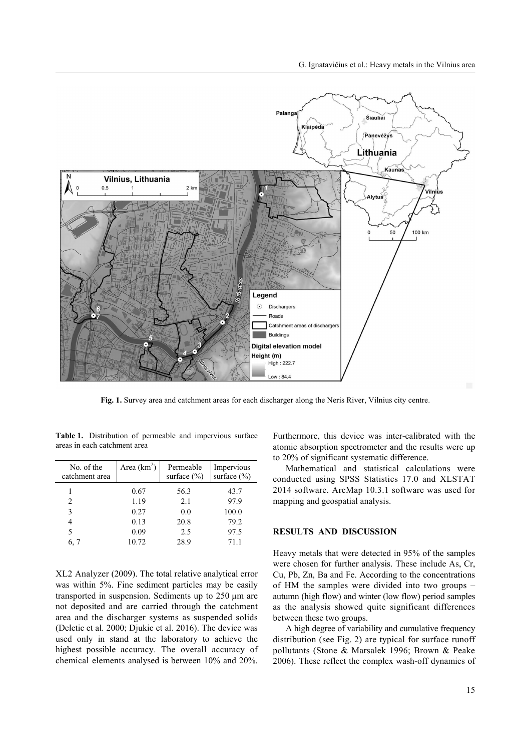Fig. 1. Survey area and catchment areas for each discharger along the Neris River, Vilnius city centre.

Table 1. Distribution of permeable and impervious surface areas in each catchment area

| No. of the catchment area | Area ($km^2$) | Permeable surface (%) | Impervious surface (%) |
|---|---|---|---|
| 1 | 0.67 | 56.3 | 43.7 |
| 2 | 1.19 | 2.1 | 97.9 |
| 3 | 0.27 | 0.0 | 100.0 |
| 4 | 0.13 | 20.8 | 79.2 |
| 5 | 0.09 | 2.5 | 97.5 |
| 6, 7 | 10.72 | 28.9 | 71.1 |

XL2 Analyzer (2009). The total relative analytical error was within 5%. Fine sediment particles may be easily transported in suspension. Sediments up to 250 µm are not deposited and are carried through the catchment area and the discharger systems as suspended solids (Deletic et al. 2000; Djukic et al. 2016). The device was used only in stand at the laboratory to achieve the highest possible accuracy. The overall accuracy of chemical elements analysed is between 10% and 20%. Furthermore, this device was inter-calibrated with the atomic absorption spectrometer and the results were up to 20% of significant systematic difference.

Mathematical and statistical calculations were conducted using SPSS Statistics 17.0 and XLSTAT 2014 software. ArcMap 10.3.1 software was used for mapping and geospatial analysis.

## RESULTS AND DISCUSSION

Heavy metals that were detected in 95% of the samples were chosen for further analysis. These include As, Cr, Cu, Pb, Zn, Ba and Fe. According to the concentrations of HM the samples were divided into two groups – autumn (high flow) and winter (low flow) period samples as the analysis showed quite significant differences between these two groups.

A high degree of variability and cumulative frequency distribution (see Fig. 2) are typical for surface runoff pollutants (Stone & Marsalek 1996; Brown & Peake 2006). These reflect the complex wash-off dynamics of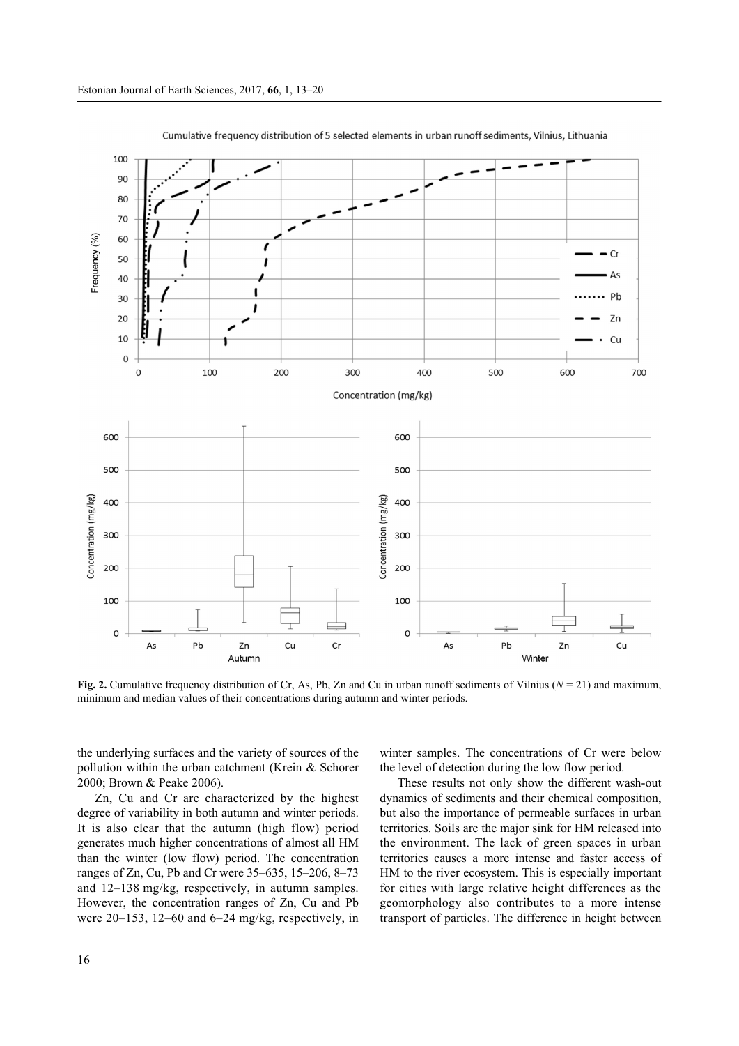**Fig. 2.** Cumulative frequency distribution of Cr, As, Pb, Zn and Cu in urban runoff sediments of Vilnius ($N = 21$) and maximum, minimum and median values of their concentrations during autumn and winter periods.

the underlying surfaces and the variety of sources of the pollution within the urban catchment (Krein & Schorer 2000; Brown & Peake 2006).

Zn, Cu and Cr are characterized by the highest degree of variability in both autumn and winter periods. It is also clear that the autumn (high flow) period generates much higher concentrations of almost all HM than the winter (low flow) period. The concentration ranges of Zn, Cu, Pb and Cr were 35–635, 15–206, 8–73 and 12–138 mg/kg, respectively, in autumn samples. However, the concentration ranges of Zn, Cu and Pb were 20–153, 12–60 and 6–24 mg/kg, respectively, in winter samples. The concentrations of Cr were below the level of detection during the low flow period.

These results not only show the different wash-out dynamics of sediments and their chemical composition, but also the importance of permeable surfaces in urban territories. Soils are the major sink for HM released into the environment. The lack of green spaces in urban territories causes a more intense and faster access of HM to the river ecosystem. This is especially important for cities with large relative height differences as the geomorphology also contributes to a more intense transport of particles. The difference in height between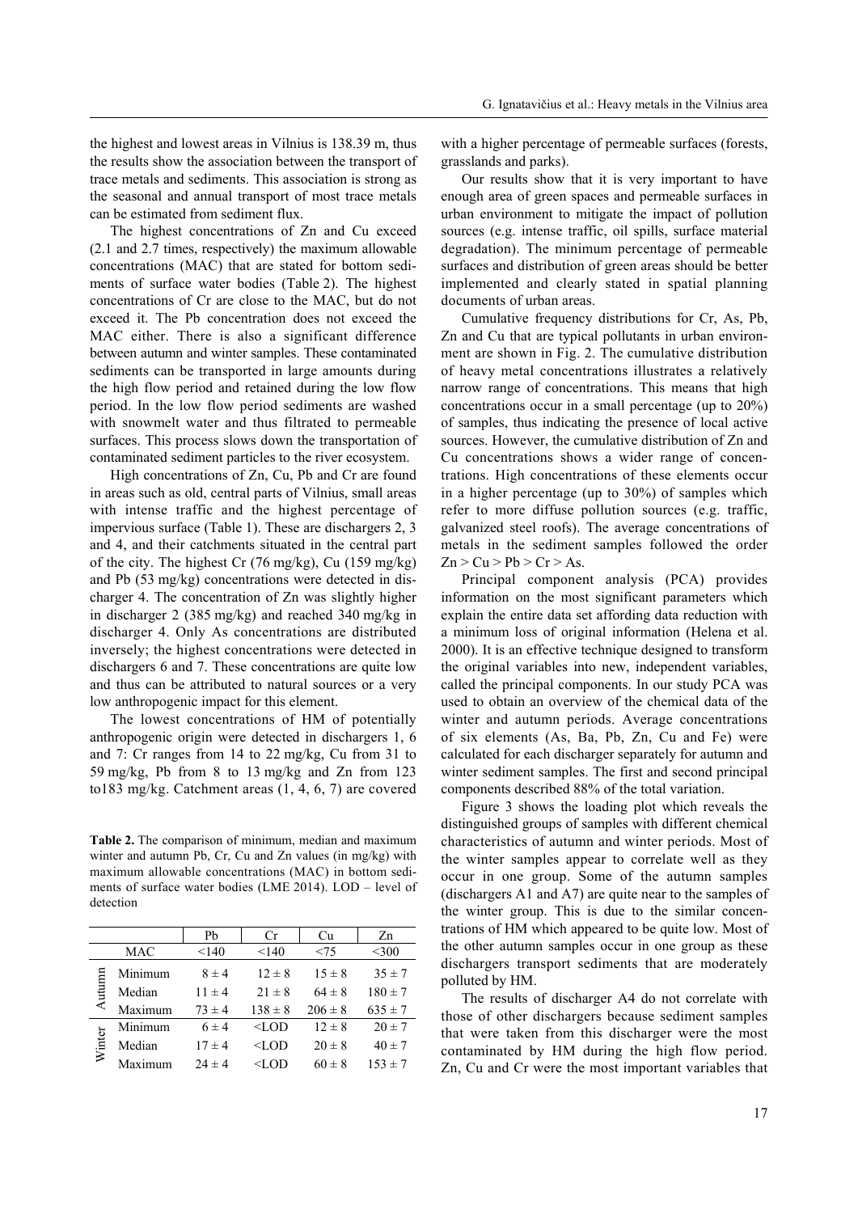the highest and lowest areas in Vilnius is 138.39 m, thus the results show the association between the transport of trace metals and sediments. This association is strong as the seasonal and annual transport of most trace metals can be estimated from sediment flux.

The highest concentrations of Zn and Cu exceed (2.1 and 2.7 times, respectively) the maximum allowable concentrations (MAC) that are stated for bottom sediments of surface water bodies (Table 2). The highest concentrations of Cr are close to the MAC, but do not exceed it. The Pb concentration does not exceed the MAC either. There is also a significant difference between autumn and winter samples. These contaminated sediments can be transported in large amounts during the high flow period and retained during the low flow period. In the low flow period sediments are washed with snowmelt water and thus filtrated to permeable surfaces. This process slows down the transportation of contaminated sediment particles to the river ecosystem.

High concentrations of Zn, Cu, Pb and Cr are found in areas such as old, central parts of Vilnius, small areas with intense traffic and the highest percentage of impervious surface (Table 1). These are dischargers 2, 3 and 4, and their catchments situated in the central part of the city. The highest Cr (76 mg/kg), Cu (159 mg/kg) and Pb (53 mg/kg) concentrations were detected in discharger 4. The concentration of Zn was slightly higher in discharger 2 (385 mg/kg) and reached 340 mg/kg in discharger 4. Only As concentrations are distributed inversely; the highest concentrations were detected in dischargers 6 and 7. These concentrations are quite low and thus can be attributed to natural sources or a very low anthropogenic impact for this element.

The lowest concentrations of HM of potentially anthropogenic origin were detected in dischargers 1, 6 and 7: Cr ranges from 14 to 22 mg/kg, Cu from 31 to 59 mg/kg, Pb from 8 to 13 mg/kg and Zn from 123 to183 mg/kg. Catchment areas (1, 4, 6, 7) are covered with a higher percentage of permeable surfaces (forests, grasslands and parks).

**Table 2.** The comparison of minimum, median and maximum winter and autumn Pb, Cr, Cu and Zn values (in mg/kg) with maximum allowable concentrations (MAC) in bottom sediments of surface water bodies (LME 2014). LOD – level of detection

| | | Pb | Cr | Cu | Zn |
|---|---|---|---|---|---|
| | MAC | <140 | <140 | <75 | <300 |
| Autumn | Minimum | 8 ± 4 | 12 ± 8 | 15 ± 8 | 35 ± 7 |
| | Median | 11 ± 4 | 21 ± 8 | 64 ± 8 | 180 ± 7 |
| | Maximum | 73 ± 4 | 138 ± 8 | 206 ± 8 | 635 ± 7 |
| Winter | Minimum | 6 ± 4 | <LOD | 12 ± 8 | 20 ± 7 |
| | Median | 17 ± 4 | <LOD | 20 ± 8 | 40 ± 7 |
| | Maximum | 24 ± 4 | <LOD | 60 ± 8 | 153 ± 7 |

Our results show that it is very important to have enough area of green spaces and permeable surfaces in urban environment to mitigate the impact of pollution sources (e.g. intense traffic, oil spills, surface material degradation). The minimum percentage of permeable surfaces and distribution of green areas should be better implemented and clearly stated in spatial planning documents of urban areas.

Cumulative frequency distributions for Cr, As, Pb, Zn and Cu that are typical pollutants in urban environment are shown in Fig. 2. The cumulative distribution of heavy metal concentrations illustrates a relatively narrow range of concentrations. This means that high concentrations occur in a small percentage (up to 20%) of samples, thus indicating the presence of local active sources. However, the cumulative distribution of Zn and Cu concentrations shows a wider range of concentrations. High concentrations of these elements occur in a higher percentage (up to 30%) of samples which refer to more diffuse pollution sources (e.g. traffic, galvanized steel roofs). The average concentrations of metals in the sediment samples followed the order Zn > Cu > Pb > Cr > As.

Principal component analysis (PCA) provides information on the most significant parameters which explain the entire data set affording data reduction with a minimum loss of original information (Helena et al. 2000). It is an effective technique designed to transform the original variables into new, independent variables, called the principal components. In our study PCA was used to obtain an overview of the chemical data of the winter and autumn periods. Average concentrations of six elements (As, Ba, Pb, Zn, Cu and Fe) were calculated for each discharger separately for autumn and winter sediment samples. The first and second principal components described 88% of the total variation.

Figure 3 shows the loading plot which reveals the distinguished groups of samples with different chemical characteristics of autumn and winter periods. Most of the winter samples appear to correlate well as they occur in one group. Some of the autumn samples (dischargers A1 and A7) are quite near to the samples of the winter group. This is due to the similar concentrations of HM which appeared to be quite low. Most of the other autumn samples occur in one group as these dischargers transport sediments that are moderately polluted by HM.

The results of discharger A4 do not correlate with those of other dischargers because sediment samples that were taken from this discharger were the most contaminated by HM during the high flow period. Zn, Cu and Cr were the most important variables that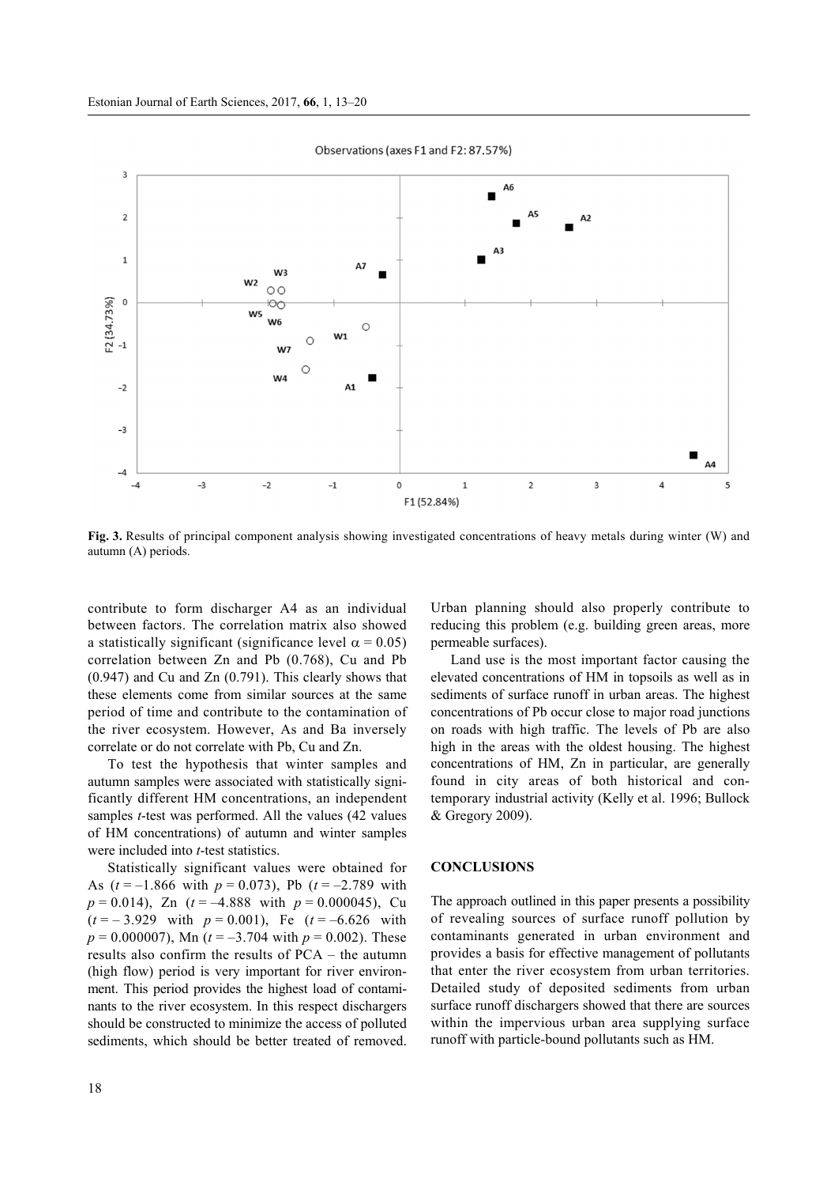Observations (axes F1 and F2: 87.57%)

**Fig. 3.** Results of principal component analysis showing investigated concentrations of heavy metals during winter (W) and autumn (A) periods.

contribute to form discharger A4 as an individual between factors. The correlation matrix also showed a statistically significant (significance level $\alpha = 0.05$) correlation between Zn and Pb (0.768), Cu and Pb (0.947) and Cu and Zn (0.791). This clearly shows that these elements come from similar sources at the same period of time and contribute to the contamination of the river ecosystem. However, As and Ba inversely correlate or do not correlate with Pb, Cu and Zn.

To test the hypothesis that winter samples and autumn samples were associated with statistically significantly different HM concentrations, an independent samples *t*-test was performed. All the values (42 values of HM concentrations) of autumn and winter samples were included into *t*-test statistics.

Statistically significant values were obtained for As ($t = -1.866$ with $p = 0.073$), Pb ($t = -2.789$ with $p = 0.014$), Zn ($t = -4.888$ with $p = 0.000045$), Cu ($t = -3.929$ with $p = 0.001$), Fe ($t = -6.626$ with $p = 0.000007$), Mn ($t = -3.704$ with $p = 0.002$). These results also confirm the results of PCA – the autumn (high flow) period is very important for river environment. This period provides the highest load of contaminants to the river ecosystem. In this respect dischargers should be constructed to minimize the access of polluted sediments, which should be better treated of removed. Urban planning should also properly contribute to reducing this problem (e.g. building green areas, more permeable surfaces).

Land use is the most important factor causing the elevated concentrations of HM in topsoils as well as in sediments of surface runoff in urban areas. The highest concentrations of Pb occur close to major road junctions on roads with high traffic. The levels of Pb are also high in the areas with the oldest housing. The highest concentrations of HM, Zn in particular, are generally found in city areas of both historical and contemporary industrial activity (Kelly et al. 1996; Bullock & Gregory 2009).

## CONCLUSIONS

The approach outlined in this paper presents a possibility of revealing sources of surface runoff pollution by contaminants generated in urban environment and provides a basis for effective management of pollutants that enter the river ecosystem from urban territories. Detailed study of deposited sediments from urban surface runoff dischargers showed that there are sources within the impervious urban area supplying surface runoff with particle-bound pollutants such as HM.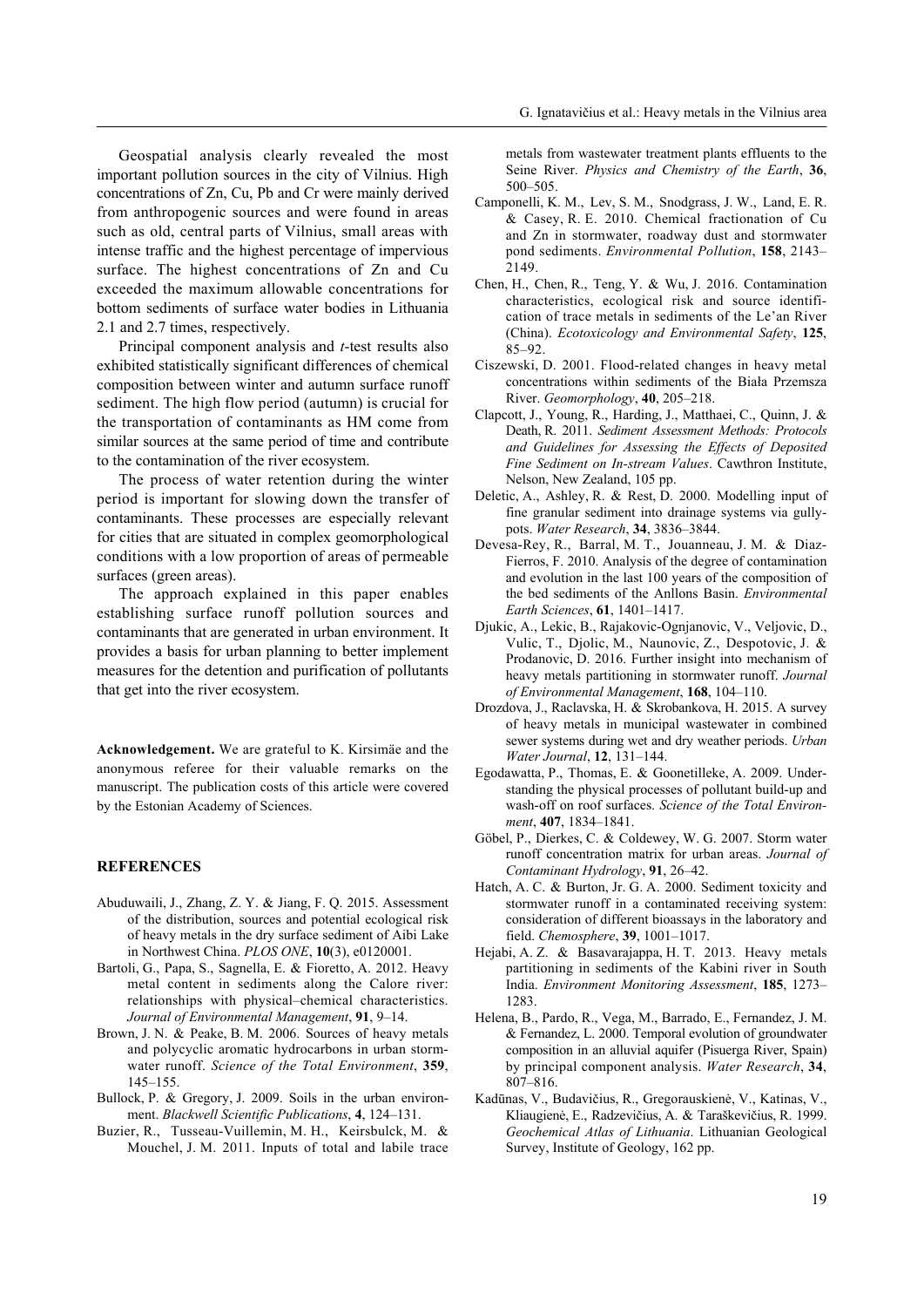Geospatial analysis clearly revealed the most important pollution sources in the city of Vilnius. High concentrations of Zn, Cu, Pb and Cr were mainly derived from anthropogenic sources and were found in areas such as old, central parts of Vilnius, small areas with intense traffic and the highest percentage of impervious surface. The highest concentrations of Zn and Cu exceeded the maximum allowable concentrations for bottom sediments of surface water bodies in Lithuania 2.1 and 2.7 times, respectively.

Principal component analysis and *t*-test results also exhibited statistically significant differences of chemical composition between winter and autumn surface runoff sediment. The high flow period (autumn) is crucial for the transportation of contaminants as HM come from similar sources at the same period of time and contribute to the contamination of the river ecosystem.

The process of water retention during the winter period is important for slowing down the transfer of contaminants. These processes are especially relevant for cities that are situated in complex geomorphological conditions with a low proportion of areas of permeable surfaces (green areas).

The approach explained in this paper enables establishing surface runoff pollution sources and contaminants that are generated in urban environment. It provides a basis for urban planning to better implement measures for the detention and purification of pollutants that get into the river ecosystem.

**Acknowledgement.** We are grateful to K. Kirsimäe and the anonymous referee for their valuable remarks on the manuscript. The publication costs of this article were covered by the Estonian Academy of Sciences.

## REFERENCES

Abuduwaili, J., Zhang, Z. Y. & Jiang, F. Q. 2015. Assessment of the distribution, sources and potential ecological risk of heavy metals in the dry surface sediment of Aibi Lake in Northwest China. *PLOS ONE*, **10**(3), e0120001.

Bartoli, G., Papa, S., Sagnella, E. & Fioretto, A. 2012. Heavy metal content in sediments along the Calore river: relationships with physical–chemical characteristics. *Journal of Environmental Management*, **91**, 9–14.

Brown, J. N. & Peake, B. M. 2006. Sources of heavy metals and polycyclic aromatic hydrocarbons in urban stormwater runoff. *Science of the Total Environment*, **359**, 145–155.

Bullock, P. & Gregory, J. 2009. Soils in the urban environment. *Blackwell Scientific Publications*, **4**, 124–131.

Buzier, R., Tusseau-Vuillemin, M. H., Keirsbulck, M. & Mouchel, J. M. 2011. Inputs of total and labile trace metals from wastewater treatment plants effluents to the Seine River. *Physics and Chemistry of the Earth*, **36**, 500–505.

Camponelli, K. M., Lev, S. M., Snodgrass, J. W., Land, E. R. & Casey, R. E. 2010. Chemical fractionation of Cu and Zn in stormwater, roadway dust and stormwater pond sediments. *Environmental Pollution*, **158**, 2143–2149.

Chen, H., Chen, R., Teng, Y. & Wu, J. 2016. Contamination characteristics, ecological risk and source identification of trace metals in sediments of the Le'an River (China). *Ecotoxicology and Environmental Safety*, **125**, 85–92.

Ciszewski, D. 2001. Flood-related changes in heavy metal concentrations within sediments of the Biała Przemsza River. *Geomorphology*, **40**, 205–218.

Clapcott, J., Young, R., Harding, J., Matthaei, C., Quinn, J. & Death, R. 2011. *Sediment Assessment Methods: Protocols and Guidelines for Assessing the Effects of Deposited Fine Sediment on In-stream Values*. Cawthron Institute, Nelson, New Zealand, 105 pp.

Deletic, A., Ashley, R. & Rest, D. 2000. Modelling input of fine granular sediment into drainage systems via gully-pots. *Water Research*, **34**, 3836–3844.

Devesa-Rey, R., Barral, M. T., Jouanneau, J. M. & Diaz-Fierros, F. 2010. Analysis of the degree of contamination and evolution in the last 100 years of the composition of the bed sediments of the Anllons Basin. *Environmental Earth Sciences*, **61**, 1401–1417.

Djukic, A., Lekic, B., Rajakovic-Ognjanovic, V., Veljovic, D., Vulic, T., Djolic, M., Naunovic, Z., Despotovic, J. & Prodanovic, D. 2016. Further insight into mechanism of heavy metals partitioning in stormwater runoff. *Journal of Environmental Management*, **168**, 104–110.

Drozdova, J., Raclavska, H. & Skrobankova, H. 2015. A survey of heavy metals in municipal wastewater in combined sewer systems during wet and dry weather periods. *Urban Water Journal*, **12**, 131–144.

Egodawatta, P., Thomas, E. & Goonetilleke, A. 2009. Understanding the physical processes of pollutant build-up and wash-off on roof surfaces. *Science of the Total Environment*, **407**, 1834–1841.

Göbel, P., Dierkes, C. & Coldewey, W. G. 2007. Storm water runoff concentration matrix for urban areas. *Journal of Contaminant Hydrology*, **91**, 26–42.

Hatch, A. C. & Burton, Jr. G. A. 2000. Sediment toxicity and stormwater runoff in a contaminated receiving system: consideration of different bioassays in the laboratory and field. *Chemosphere*, **39**, 1001–1017.

Hejabi, A. Z. & Basavarajappa, H. T. 2013. Heavy metals partitioning in sediments of the Kabini river in South India. *Environment Monitoring Assessment*, **185**, 1273–1283.

Helena, B., Pardo, R., Vega, M., Barrado, E., Fernandez, J. M. & Fernandez, L. 2000. Temporal evolution of groundwater composition in an alluvial aquifer (Pisuerga River, Spain) by principal component analysis. *Water Research*, **34**, 807–816.

Kadūnas, V., Budavičius, R., Gregorauskienė, V., Katinas, V., Kliaugienė, E., Radzevičius, A. & Taraškevičius, R. 1999. *Geochemical Atlas of Lithuania*. Lithuanian Geological Survey, Institute of Geology, 162 pp.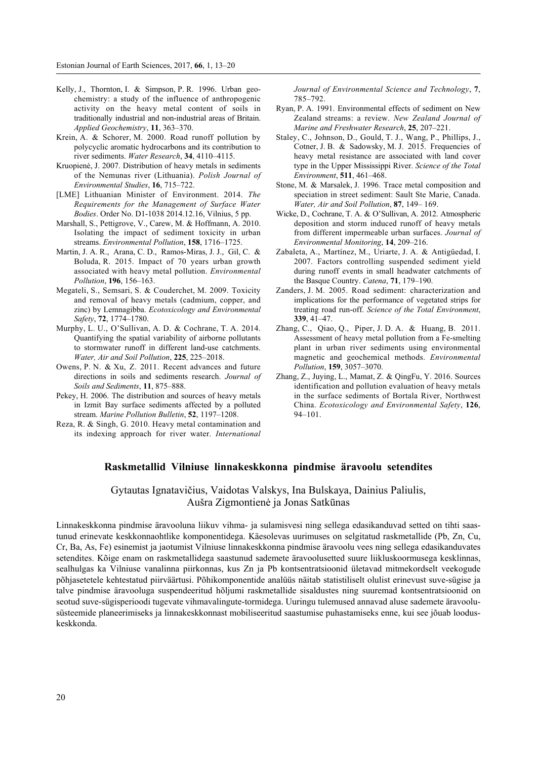Kelly, J., Thornton, I. & Simpson, P. R. 1996. Urban geochemistry: a study of the influence of anthropogenic activity on the heavy metal content of soils in traditionally industrial and non-industrial areas of Britain. *Applied Geochemistry*, **11**, 363–370.

Krein, A. & Schorer, M. 2000. Road runoff pollution by polycyclic aromatic hydrocarbons and its contribution to river sediments. *Water Research*, **34**, 4110–4115.

Kruopienė, J. 2007. Distribution of heavy metals in sediments of the Nemunas river (Lithuania). *Polish Journal of Environmental Studies*, **16**, 715–722.

[LME] Lithuanian Minister of Environment. 2014. *The Requirements for the Management of Surface Water Bodies*. Order No. D1-1038 2014.12.16, Vilnius, 5 pp.

Marshall, S., Pettigrove, V., Carew, M. & Hoffmann, A. 2010. Isolating the impact of sediment toxicity in urban streams. *Environmental Pollution*, **158**, 1716–1725.

Martin, J. A. R., Arana, C. D., Ramos-Miras, J. J., Gil, C. & Boluda, R. 2015. Impact of 70 years urban growth associated with heavy metal pollution. *Environmental Pollution*, **196**, 156–163.

Megateli, S., Semsari, S. & Couderchet, M. 2009. Toxicity and removal of heavy metals (cadmium, copper, and zinc) by Lemnagibba. *Ecotoxicology and Environmental Safety*, **72**, 1774–1780.

Murphy, L. U., O'Sullivan, A. D. & Cochrane, T. A. 2014. Quantifying the spatial variability of airborne pollutants to stormwater runoff in different land-use catchments. *Water, Air and Soil Pollution*, **225**, 225–2018.

Owens, P. N. & Xu, Z. 2011. Recent advances and future directions in soils and sediments research. *Journal of Soils and Sediments*, **11**, 875–888.

Pekey, H. 2006. The distribution and sources of heavy metals in Izmit Bay surface sediments affected by a polluted stream. *Marine Pollution Bulletin*, **52**, 1197–1208.

Reza, R. & Singh, G. 2010. Heavy metal contamination and its indexing approach for river water. *International Journal of Environmental Science and Technology*, **7**, 785–792.

Ryan, P. A. 1991. Environmental effects of sediment on New Zealand streams: a review. *New Zealand Journal of Marine and Freshwater Research*, **25**, 207–221.

Staley, C., Johnson, D., Gould, T. J., Wang, P., Phillips, J., Cotner, J. B. & Sadowsky, M. J. 2015. Frequencies of heavy metal resistance are associated with land cover type in the Upper Mississippi River. *Science of the Total Environment*, **511**, 461–468.

Stone, M. & Marsalek, J. 1996. Trace metal composition and speciation in street sediment: Sault Ste Marie, Canada. *Water, Air and Soil Pollution*, **87**, 149– 169.

Wicke, D., Cochrane, T. A. & O'Sullivan, A. 2012. Atmospheric deposition and storm induced runoff of heavy metals from different impermeable urban surfaces. *Journal of Environmental Monitoring*, **14**, 209–216.

Zabaleta, A., Martínez, M., Uriarte, J. A. & Antigüedad, I. 2007. Factors controlling suspended sediment yield during runoff events in small headwater catchments of the Basque Country. *Catena*, **71**, 179–190.

Zanders, J. M. 2005. Road sediment: characterization and implications for the performance of vegetated strips for treating road run-off. *Science of the Total Environment*, **339**, 41–47.

Zhang, C., Qiao, Q., Piper, J. D. A. & Huang, B. 2011. Assessment of heavy metal pollution from a Fe-smelting plant in urban river sediments using environmental magnetic and geochemical methods. *Environmental Pollution*, **159**, 3057–3070.

Zhang, Z., Juying, L., Mamat, Z. & QingFu, Y. 2016. Sources identification and pollution evaluation of heavy metals in the surface sediments of Bortala River, Northwest China. *Ecotoxicology and Environmental Safety*, **126**, 94–101.

## Raskmetallid Vilniuse linnakeskkonna pindmise äravoolu setendites

Gytautas Ignatavičius, Vaidotas Valskys, Ina Bulskaya, Dainius Paliulis, Aušra Zigmontienė ja Jonas Satkūnas

Linnakeskkonna pindmise äravooluna liikuv vihma- ja sulamisvesi ning sellega edasikanduvad setted on tihti saastunud erinevate keskkonnaohtlike komponentidega. Käesolevas uurimuses on selgitatud raskmetallide (Pb, Zn, Cu, Cr, Ba, As, Fe) esinemist ja jaotumist Vilniuse linnakeskkonna pindmise äravoolu vees ning sellega edasikanduvates setendites. Kõige enam on raskmetallidega saastunud sademete äravoolusetted suure liikluskoormusega kesklinnas, sealhulgas ka Vilniuse vanalinna piirkonnas, kus Zn ja Pb kontsentratsioonid ületavad mitmekordselt veekogude põhjasetetele kehtestatud piirväärtusi. Põhikomponentide analüüs näitab statistiliselt olulist erinevust suve-sügise ja talve pindmise äravooluga suspendeeritud hõljumi raskmetallide sisaldustes ning suuremad kontsentratsioonid on seotud suve-sügisperioodi tugevate vihmavalingute-tormidega. Uuringu tulemused annavad aluse sademete äravoolusüsteemide planeerimiseks ja linnakeskkonnast mobiliseeritud saastumise puhastamiseks enne, kui see jõuab looduskeskkonda.